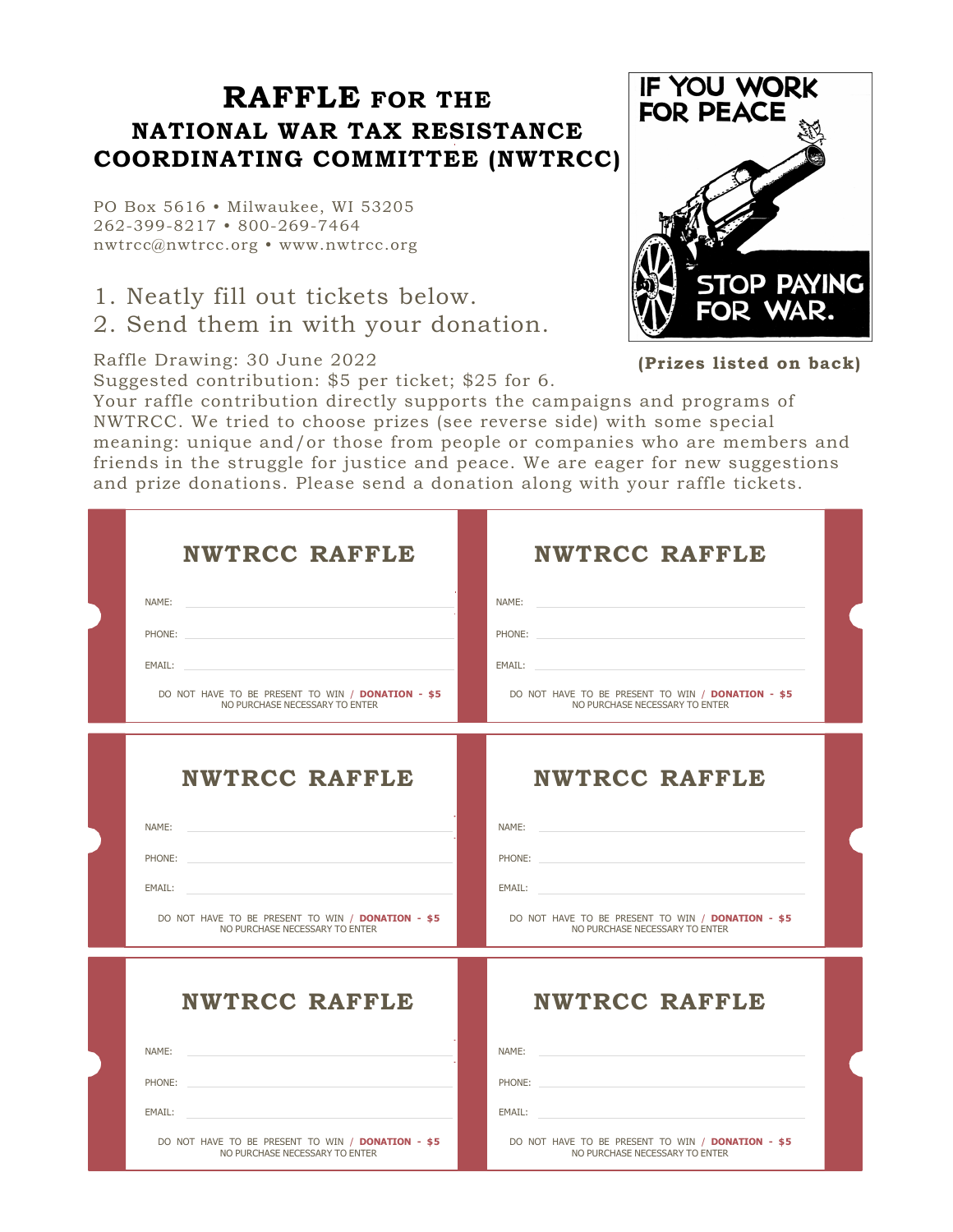# RAFFLE FOR THE NATIONAL WAR TAX RESISTANCE COORDINATING COMMITTEE (NWTRCC)

PO Box 5616 • Milwaukee, WI 53205
262-399-8217 • 800-269-7464
nwtrcc@nwtrcc.org • www.nwtrcc.org

1. Neatly fill out tickets below.
2. Send them in with your donation.

IF YOU WORK FOR PEACE

STOP PAYING FOR WAR.

Raffle Drawing: 30 June 2022

**(Prizes listed on back)**

Suggested contribution: $5 per ticket; $25 for 6.

Your raffle contribution directly supports the campaigns and programs of NWTRCC. We tried to choose prizes (see reverse side) with some special meaning: unique and/or those from people or companies who are members and friends in the struggle for justice and peace. We are eager for new suggestions and prize donations. Please send a donation along with your raffle tickets.

## NWTRCC RAFFLE

NAME:

PHONE:

EMAIL:

DO NOT HAVE TO BE PRESENT TO WIN / **DONATION - $5**
NO PURCHASE NECESSARY TO ENTER

## NWTRCC RAFFLE

NAME:

PHONE:

EMAIL:

DO NOT HAVE TO BE PRESENT TO WIN / **DONATION - $5**
NO PURCHASE NECESSARY TO ENTER

## NWTRCC RAFFLE

NAME:

PHONE:

EMAIL:

DO NOT HAVE TO BE PRESENT TO WIN / **DONATION - $5**
NO PURCHASE NECESSARY TO ENTER

## NWTRCC RAFFLE

NAME:

PHONE:

EMAIL:

DO NOT HAVE TO BE PRESENT TO WIN / **DONATION - $5**
NO PURCHASE NECESSARY TO ENTER

## NWTRCC RAFFLE

NAME:

PHONE:

EMAIL:

DO NOT HAVE TO BE PRESENT TO WIN / **DONATION - $5**
NO PURCHASE NECESSARY TO ENTER

## NWTRCC RAFFLE

NAME:

PHONE:

EMAIL:

DO NOT HAVE TO BE PRESENT TO WIN / **DONATION - $5**
NO PURCHASE NECESSARY TO ENTER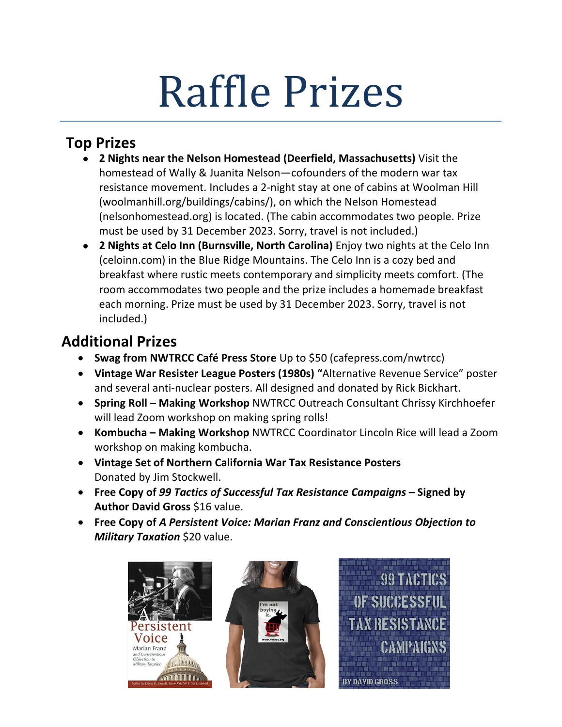# Raffle Prizes

## Top Prizes

- **2 Nights near the Nelson Homestead (Deerfield, Massachusetts)** Visit the homestead of Wally & Juanita Nelson—cofounders of the modern war tax resistance movement. Includes a 2-night stay at one of cabins at Woolman Hill (woolmanhill.org/buildings/cabins/), on which the Nelson Homestead (nelsonhomestead.org) is located. (The cabin accommodates two people. Prize must be used by 31 December 2023. Sorry, travel is not included.)
- **2 Nights at Celo Inn (Burnsville, North Carolina)** Enjoy two nights at the Celo Inn (celoinn.com) in the Blue Ridge Mountains. The Celo Inn is a cozy bed and breakfast where rustic meets contemporary and simplicity meets comfort. (The room accommodates two people and the prize includes a homemade breakfast each morning. Prize must be used by 31 December 2023. Sorry, travel is not included.)

## Additional Prizes

- **Swag from NWTRCC Café Press Store** Up to $50 (cafepress.com/nwtrcc)
- **Vintage War Resister League Posters (1980s) "**Alternative Revenue Service" poster and several anti-nuclear posters. All designed and donated by Rick Bickhart.
- **Spring Roll – Making Workshop** NWTRCC Outreach Consultant Chrissy Kirchhoefer will lead Zoom workshop on making spring rolls!
- **Kombucha – Making Workshop** NWTRCC Coordinator Lincoln Rice will lead a Zoom workshop on making kombucha.
- **Vintage Set of Northern California War Tax Resistance Posters** Donated by Jim Stockwell.
- **Free Copy of *99 Tactics of Successful Tax Resistance Campaigns* – Signed by Author David Gross** $16 value.
- **Free Copy of *A Persistent Voice: Marian Franz and Conscientious Objection to Military Taxation*** $20 value.